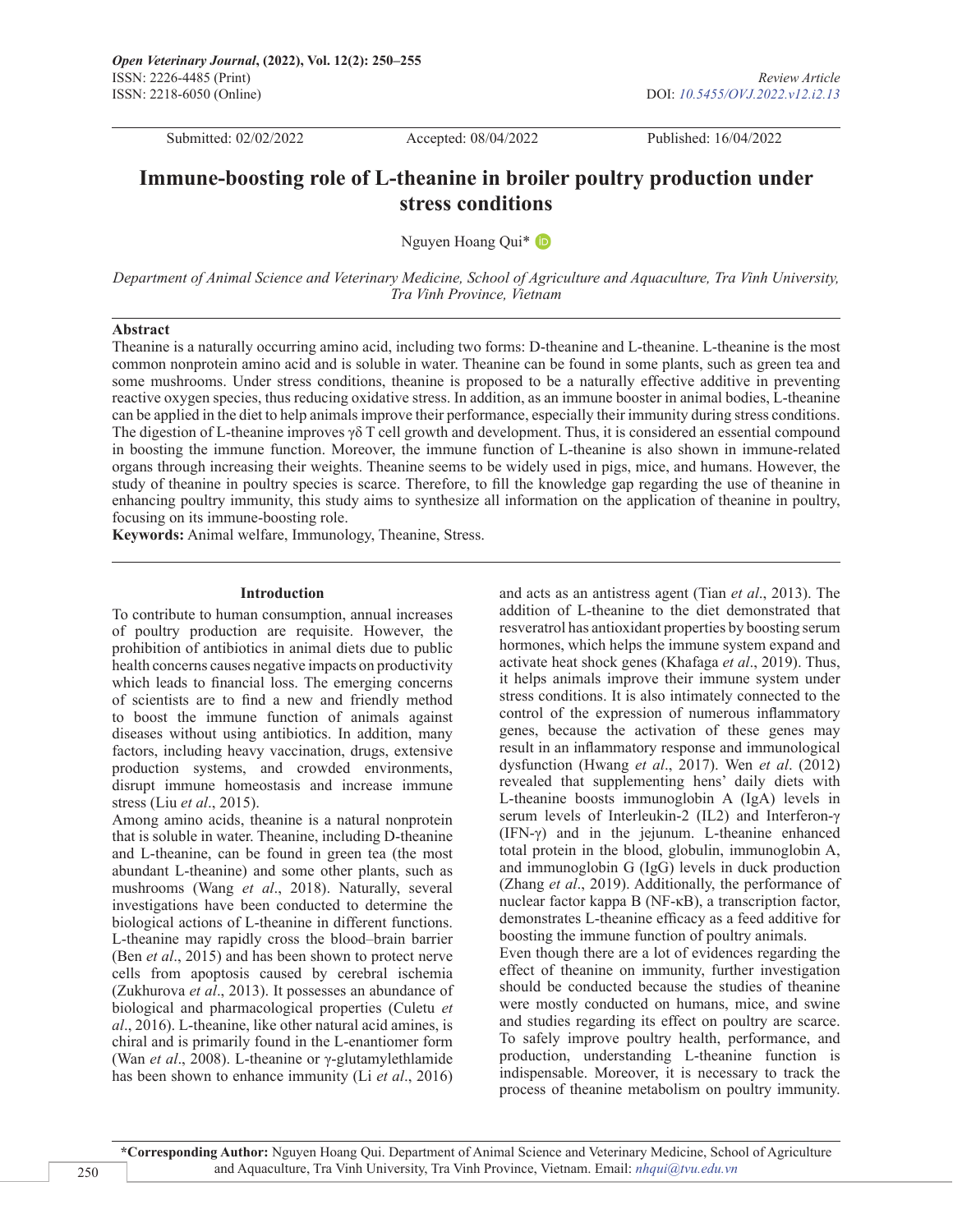Open Veterinary Journal, (2022), Vol. 12(2): 250–255
ISSN: 2226-4485 (Print)
ISSN: 2218-6050 (Online)

Review Article
DOI: 10.5455/OVJ.2022.v12.i2.13

Submitted: 02/02/2022 Accepted: 08/04/2022 Published: 16/04/2022

# Immune-boosting role of L-theanine in broiler poultry production under stress conditions

Nguyen Hoang Qui*

*Department of Animal Science and Veterinary Medicine, School of Agriculture and Aquaculture, Tra Vinh University, Tra Vinh Province, Vietnam*

## Abstract

Theanine is a naturally occurring amino acid, including two forms: D-theanine and L-theanine. L-theanine is the most common nonprotein amino acid and is soluble in water. Theanine can be found in some plants, such as green tea and some mushrooms. Under stress conditions, theanine is proposed to be a naturally effective additive in preventing reactive oxygen species, thus reducing oxidative stress. In addition, as an immune booster in animal bodies, L-theanine can be applied in the diet to help animals improve their performance, especially their immunity during stress conditions. The digestion of L-theanine improves γδ T cell growth and development. Thus, it is considered an essential compound in boosting the immune function. Moreover, the immune function of L-theanine is also shown in immune-related organs through increasing their weights. Theanine seems to be widely used in pigs, mice, and humans. However, the study of theanine in poultry species is scarce. Therefore, to fill the knowledge gap regarding the use of theanine in enhancing poultry immunity, this study aims to synthesize all information on the application of theanine in poultry, focusing on its immune-boosting role.

**Keywords:** Animal welfare, Immunology, Theanine, Stress.

## Introduction

To contribute to human consumption, annual increases of poultry production are requisite. However, the prohibition of antibiotics in animal diets due to public health concerns causes negative impacts on productivity which leads to financial loss. The emerging concerns of scientists are to find a new and friendly method to boost the immune function of animals against diseases without using antibiotics. In addition, many factors, including heavy vaccination, drugs, extensive production systems, and crowded environments, disrupt immune homeostasis and increase immune stress (Liu *et al*., 2015).

Among amino acids, theanine is a natural nonprotein that is soluble in water. Theanine, including D-theanine and L-theanine, can be found in green tea (the most abundant L-theanine) and some other plants, such as mushrooms (Wang *et al*., 2018). Naturally, several investigations have been conducted to determine the biological actions of L-theanine in different functions. L-theanine may rapidly cross the blood–brain barrier (Ben *et al*., 2015) and has been shown to protect nerve cells from apoptosis caused by cerebral ischemia (Zukhurova *et al*., 2013). It possesses an abundance of biological and pharmacological properties (Culetu *et al*., 2016). L-theanine, like other natural acid amines, is chiral and is primarily found in the L-enantiomer form (Wan *et al*., 2008). L-theanine or γ-glutamylethlamide has been shown to enhance immunity (Li *et al*., 2016) and acts as an antistress agent (Tian *et al*., 2013). The addition of L-theanine to the diet demonstrated that resveratrol has antioxidant properties by boosting serum hormones, which helps the immune system expand and activate heat shock genes (Khafaga *et al*., 2019). Thus, it helps animals improve their immune system under stress conditions. It is also intimately connected to the control of the expression of numerous inflammatory genes, because the activation of these genes may result in an inflammatory response and immunological dysfunction (Hwang *et al*., 2017). Wen *et al*. (2012) revealed that supplementing hens' daily diets with L-theanine boosts immunoglobin A (IgA) levels in serum levels of Interleukin-2 (IL2) and Interferon-γ (IFN-γ) and in the jejunum. L-theanine enhanced total protein in the blood, globulin, immunoglobin A, and immunoglobin G (IgG) levels in duck production (Zhang *et al*., 2019). Additionally, the performance of nuclear factor kappa B (NF-κB), a transcription factor, demonstrates L-theanine efficacy as a feed additive for boosting the immune function of poultry animals.

Even though there are a lot of evidences regarding the effect of theanine on immunity, further investigation should be conducted because the studies of theanine were mostly conducted on humans, mice, and swine and studies regarding its effect on poultry are scarce. To safely improve poultry health, performance, and production, understanding L-theanine function is indispensable. Moreover, it is necessary to track the process of theanine metabolism on poultry immunity.

*Corresponding Author: Nguyen Hoang Qui. Department of Animal Science and Veterinary Medicine, School of Agriculture and Aquaculture, Tra Vinh University, Tra Vinh Province, Vietnam. Email: nhqui@tvu.edu.vn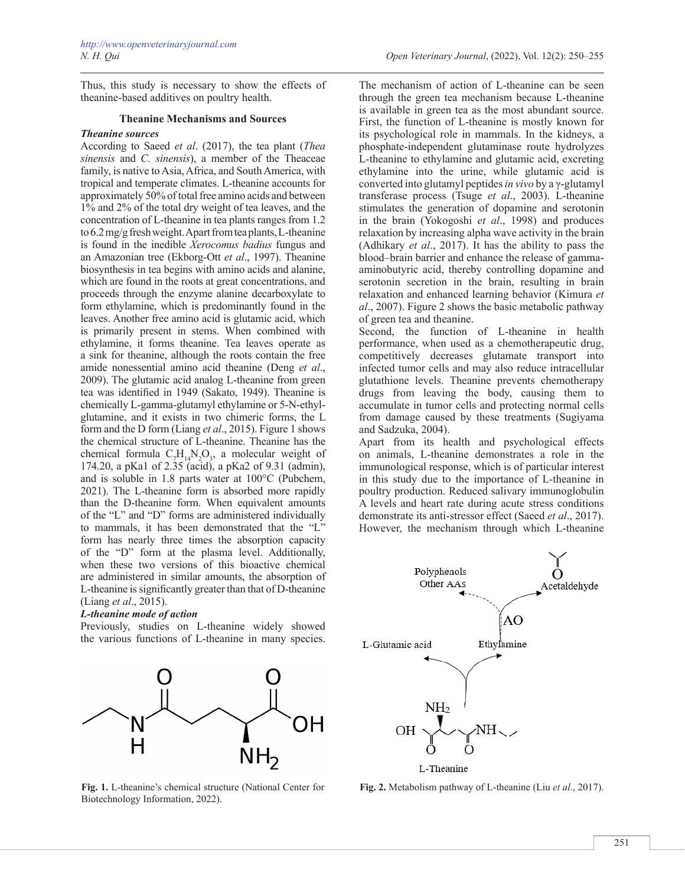Thus, this study is necessary to show the effects of theanine-based additives on poultry health.

## Theanine Mechanisms and Sources

### *Theanine sources*

According to Saeed *et al*. (2017), the tea plant (*Thea sinensis* and *C. sinensis*), a member of the Theaceae family, is native to Asia, Africa, and South America, with tropical and temperate climates. L-theanine accounts for approximately 50% of total free amino acids and between 1% and 2% of the total dry weight of tea leaves, and the concentration of L-theanine in tea plants ranges from 1.2 to 6.2 mg/g fresh weight. Apart from tea plants, L-theanine is found in the inedible *Xerocomus badius* fungus and an Amazonian tree (Ekborg-Ott *et al*., 1997). Theanine biosynthesis in tea begins with amino acids and alanine, which are found in the roots at great concentrations, and proceeds through the enzyme alanine decarboxylate to form ethylamine, which is predominantly found in the leaves. Another free amino acid is glutamic acid, which is primarily present in stems. When combined with ethylamine, it forms theanine. Tea leaves operate as a sink for theanine, although the roots contain the free amide nonessential amino acid theanine (Deng *et al*., 2009). The glutamic acid analog L-theanine from green tea was identified in 1949 (Sakato, 1949). Theanine is chemically L-gamma-glutamyl ethylamine or 5-N-ethyl-glutamine, and it exists in two chimeric forms, the L form and the D form (Liang *et al*., 2015). Figure 1 shows the chemical structure of L-theanine. Theanine has the chemical formula $C_7H_{14}N_2O_3$, a molecular weight of 174.20, a pKa1 of 2.35 (acid), a pKa2 of 9.31 (admin), and is soluble in 1.8 parts water at 100°C (Pubchem, 2021). The L-theanine form is absorbed more rapidly than the D-theanine form. When equivalent amounts of the "L" and "D" forms are administered individually to mammals, it has been demonstrated that the "L" form has nearly three times the absorption capacity of the "D" form at the plasma level. Additionally, when these two versions of this bioactive chemical are administered in similar amounts, the absorption of L-theanine is significantly greater than that of D-theanine (Liang *et al*., 2015).

### *L-theanine mode of action*

Previously, studies on L-theanine widely showed the various functions of L-theanine in many species.

Fig. 1. L-theanine's chemical structure (National Center for Biotechnology Information, 2022).

The mechanism of action of L-theanine can be seen through the green tea mechanism because L-theanine is available in green tea as the most abundant source. First, the function of L-theanine is mostly known for its psychological role in mammals. In the kidneys, a phosphate-independent glutaminase route hydrolyzes L-theanine to ethylamine and glutamic acid, excreting ethylamine into the urine, while glutamic acid is converted into glutamyl peptides *in vivo* by a γ-glutamyl transferase process (Tsuge *et al*., 2003). L-theanine stimulates the generation of dopamine and serotonin in the brain (Yokogoshi *et al*., 1998) and produces relaxation by increasing alpha wave activity in the brain (Adhikary *et al*., 2017). It has the ability to pass the blood–brain barrier and enhance the release of gamma-aminobutyric acid, thereby controlling dopamine and serotonin secretion in the brain, resulting in brain relaxation and enhanced learning behavior (Kimura *et al*., 2007). Figure 2 shows the basic metabolic pathway of green tea and theanine.

Second, the function of L-theanine in health performance, when used as a chemotherapeutic drug, competitively decreases glutamate transport into infected tumor cells and may also reduce intracellular glutathione levels. Theanine prevents chemotherapy drugs from leaving the body, causing them to accumulate in tumor cells and protecting normal cells from damage caused by these treatments (Sugiyama and Sadzuka, 2004).

Apart from its health and psychological effects on animals, L-theanine demonstrates a role in the immunological response, which is of particular interest in this study due to the importance of L-theanine in poultry production. Reduced salivary immunoglobulin A levels and heart rate during acute stress conditions demonstrate its anti-stressor effect (Saeed *et al*., 2017). However, the mechanism through which L-theanine

Fig. 2. Metabolism pathway of L-theanine (Liu *et al*., 2017).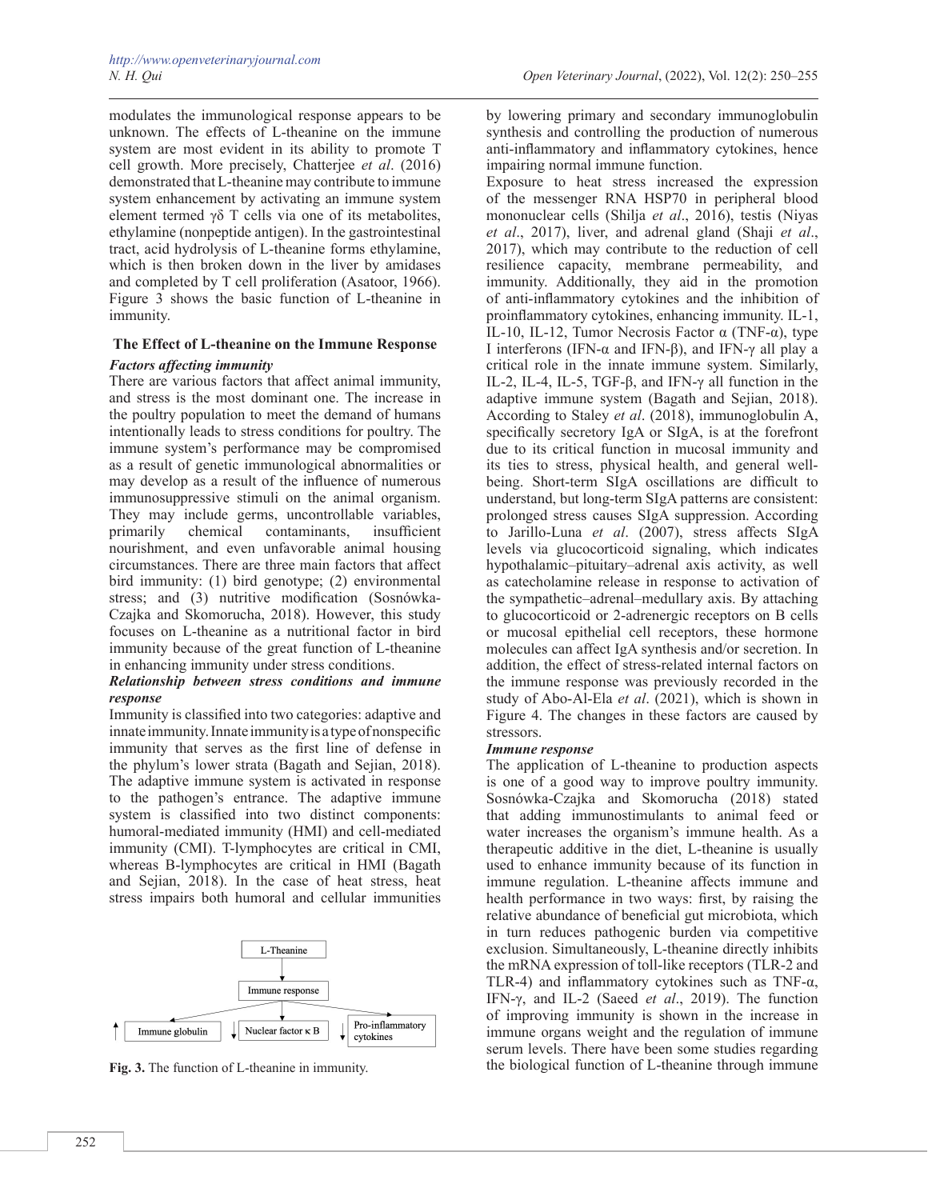modulates the immunological response appears to be unknown. The effects of L-theanine on the immune system are most evident in its ability to promote T cell growth. More precisely, Chatterjee *et al*. (2016) demonstrated that L-theanine may contribute to immune system enhancement by activating an immune system element termed γδ T cells via one of its metabolites, ethylamine (nonpeptide antigen). In the gastrointestinal tract, acid hydrolysis of L-theanine forms ethylamine, which is then broken down in the liver by amidases and completed by T cell proliferation (Asatoor, 1966). Figure 3 shows the basic function of L-theanine in immunity.

## The Effect of L-theanine on the Immune Response

### *Factors affecting immunity*

There are various factors that affect animal immunity, and stress is the most dominant one. The increase in the poultry population to meet the demand of humans intentionally leads to stress conditions for poultry. The immune system's performance may be compromised as a result of genetic immunological abnormalities or may develop as a result of the influence of numerous immunosuppressive stimuli on the animal organism. They may include germs, uncontrollable variables, primarily chemical contaminants, insufficient nourishment, and even unfavorable animal housing circumstances. There are three main factors that affect bird immunity: (1) bird genotype; (2) environmental stress; and (3) nutritive modification (Sosnówka-Czajka and Skomorucha, 2018). However, this study focuses on L-theanine as a nutritional factor in bird immunity because of the great function of L-theanine in enhancing immunity under stress conditions.

### *Relationship between stress conditions and immune response*

Immunity is classified into two categories: adaptive and innate immunity. Innate immunity is a type of nonspecific immunity that serves as the first line of defense in the phylum's lower strata (Bagath and Sejian, 2018). The adaptive immune system is activated in response to the pathogen's entrance. The adaptive immune system is classified into two distinct components: humoral-mediated immunity (HMI) and cell-mediated immunity (CMI). T-lymphocytes are critical in CMI, whereas B-lymphocytes are critical in HMI (Bagath and Sejian, 2018). In the case of heat stress, heat stress impairs both humoral and cellular immunities by lowering primary and secondary immunoglobulin synthesis and controlling the production of numerous anti-inflammatory and inflammatory cytokines, hence impairing normal immune function.

Exposure to heat stress increased the expression of the messenger RNA HSP70 in peripheral blood mononuclear cells (Shilja *et al*., 2016), testis (Niyas *et al*., 2017), liver, and adrenal gland (Shaji *et al*., 2017), which may contribute to the reduction of cell resilience capacity, membrane permeability, and immunity. Additionally, they aid in the promotion of anti-inflammatory cytokines and the inhibition of proinflammatory cytokines, enhancing immunity. IL-1, IL-10, IL-12, Tumor Necrosis Factor α (TNF-α), type I interferons (IFN-α and IFN-β), and IFN-γ all play a critical role in the innate immune system. Similarly, IL-2, IL-4, IL-5, TGF-β, and IFN-γ all function in the adaptive immune system (Bagath and Sejian, 2018). According to Staley *et al*. (2018), immunoglobulin A, specifically secretory IgA or SIgA, is at the forefront due to its critical function in mucosal immunity and its ties to stress, physical health, and general well-being. Short-term SIgA oscillations are difficult to understand, but long-term SIgA patterns are consistent: prolonged stress causes SIgA suppression. According to Jarillo-Luna *et al*. (2007), stress affects SIgA levels via glucocorticoid signaling, which indicates hypothalamic–pituitary–adrenal axis activity, as well as catecholamine release in response to activation of the sympathetic–adrenal–medullary axis. By attaching to glucocorticoid or 2-adrenergic receptors on B cells or mucosal epithelial cell receptors, these hormone molecules can affect IgA synthesis and/or secretion. In addition, the effect of stress-related internal factors on the immune response was previously recorded in the study of Abo-Al-Ela *et al*. (2021), which is shown in Figure 4. The changes in these factors are caused by stressors.

### *Immune response*

The application of L-theanine to production aspects is one of a good way to improve poultry immunity. Sosnówka-Czajka and Skomorucha (2018) stated that adding immunostimulants to animal feed or water increases the organism's immune health. As a therapeutic additive in the diet, L-theanine is usually used to enhance immunity because of its function in immune regulation. L-theanine affects immune and health performance in two ways: first, by raising the relative abundance of beneficial gut microbiota, which in turn reduces pathogenic burden via competitive exclusion. Simultaneously, L-theanine directly inhibits the mRNA expression of toll-like receptors (TLR-2 and TLR-4) and inflammatory cytokines such as TNF-α, IFN-γ, and IL-2 (Saeed *et al*., 2019). The function of improving immunity is shown in the increase in immune organs weight and the regulation of immune serum levels. There have been some studies regarding the biological function of L-theanine through immune

L-Theanine → Immune response → ↑ Immune globulin; ↓ Nuclear factor κ B; ↓ Pro-inflammatory cytokines

**Fig. 3.** The function of L-theanine in immunity.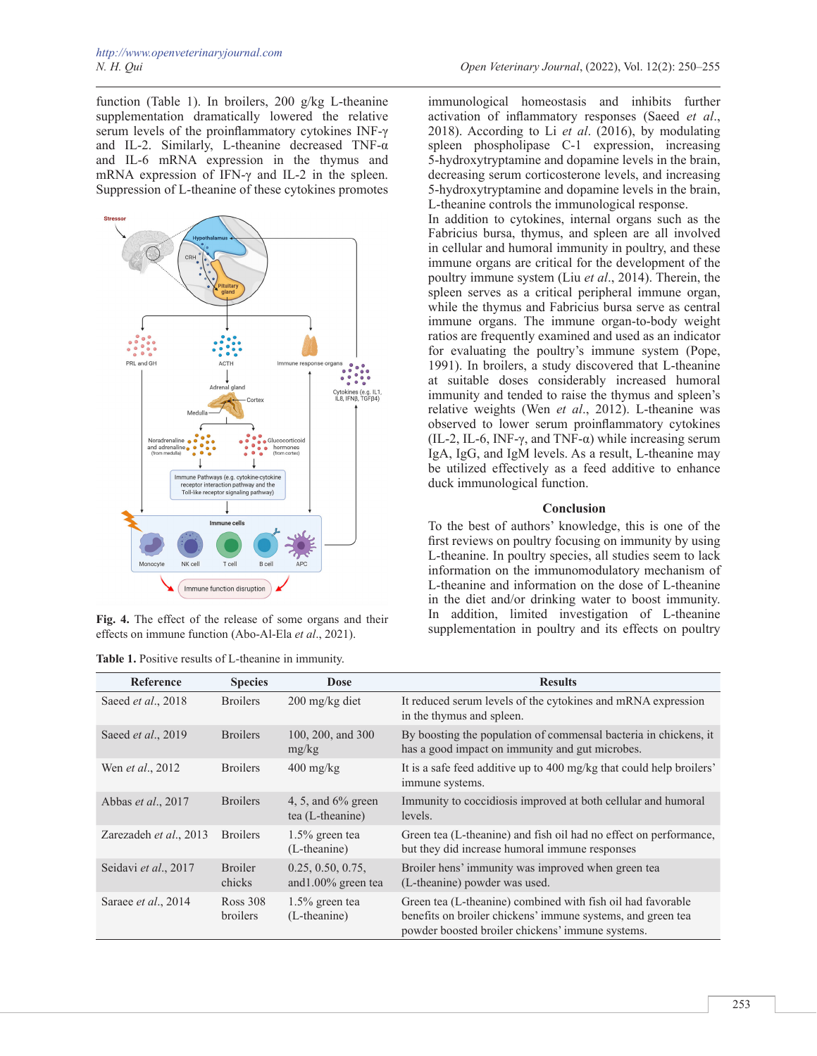function (Table 1). In broilers, 200 g/kg L-theanine supplementation dramatically lowered the relative serum levels of the proinflammatory cytokines INF-γ and IL-2. Similarly, L-theanine decreased TNF-α and IL-6 mRNA expression in the thymus and mRNA expression of IFN-γ and IL-2 in the spleen. Suppression of L-theanine of these cytokines promotes immunological homeostasis and inhibits further activation of inflammatory responses (Saeed *et al*., 2018). According to Li *et al*. (2016), by modulating spleen phospholipase C-1 expression, increasing 5-hydroxytryptamine and dopamine levels in the brain, decreasing serum corticosterone levels, and increasing 5-hydroxytryptamine and dopamine levels in the brain, L-theanine controls the immunological response.

**Fig. 4.** The effect of the release of some organs and their effects on immune function (Abo-Al-Ela *et al*., 2021).

In addition to cytokines, internal organs such as the Fabricius bursa, thymus, and spleen are all involved in cellular and humoral immunity in poultry, and these immune organs are critical for the development of the poultry immune system (Liu *et al*., 2014). Therein, the spleen serves as a critical peripheral immune organ, while the thymus and Fabricius bursa serve as central immune organs. The immune organ-to-body weight ratios are frequently examined and used as an indicator for evaluating the poultry's immune system (Pope, 1991). In broilers, a study discovered that L-theanine at suitable doses considerably increased humoral immunity and tended to raise the thymus and spleen's relative weights (Wen *et al*., 2012). L-theanine was observed to lower serum proinflammatory cytokines (IL-2, IL-6, INF-γ, and TNF-α) while increasing serum IgA, IgG, and IgM levels. As a result, L-theanine may be utilized effectively as a feed additive to enhance duck immunological function.

## Conclusion

To the best of authors' knowledge, this is one of the first reviews on poultry focusing on immunity by using L-theanine. In poultry species, all studies seem to lack information on the immunomodulatory mechanism of L-theanine and information on the dose of L-theanine in the diet and/or drinking water to boost immunity. In addition, limited investigation of L-theanine supplementation in poultry and its effects on poultry

**Table 1.** Positive results of L-theanine in immunity.

| Reference | Species | Dose | Results |
|---|---|---|---|
| Saeed *et al*., 2018 | Broilers | 200 mg/kg diet | It reduced serum levels of the cytokines and mRNA expression in the thymus and spleen. |
| Saeed *et al*., 2019 | Broilers | 100, 200, and 300 mg/kg | By boosting the population of commensal bacteria in chickens, it has a good impact on immunity and gut microbes. |
| Wen *et al*., 2012 | Broilers | 400 mg/kg | It is a safe feed additive up to 400 mg/kg that could help broilers' immune systems. |
| Abbas *et al*., 2017 | Broilers | 4, 5, and 6% green tea (L-theanine) | Immunity to coccidiosis improved at both cellular and humoral levels. |
| Zarezadeh *et al*., 2013 | Broilers | 1.5% green tea (L-theanine) | Green tea (L-theanine) and fish oil had no effect on performance, but they did increase humoral immune responses |
| Seidavi *et al*., 2017 | Broiler chicks | 0.25, 0.50, 0.75, and1.00% green tea | Broiler hens' immunity was improved when green tea (L-theanine) powder was used. |
| Saraee *et al*., 2014 | Ross 308 broilers | 1.5% green tea (L-theanine) | Green tea (L-theanine) combined with fish oil had favorable benefits on broiler chickens' immune systems, and green tea powder boosted broiler chickens' immune systems. |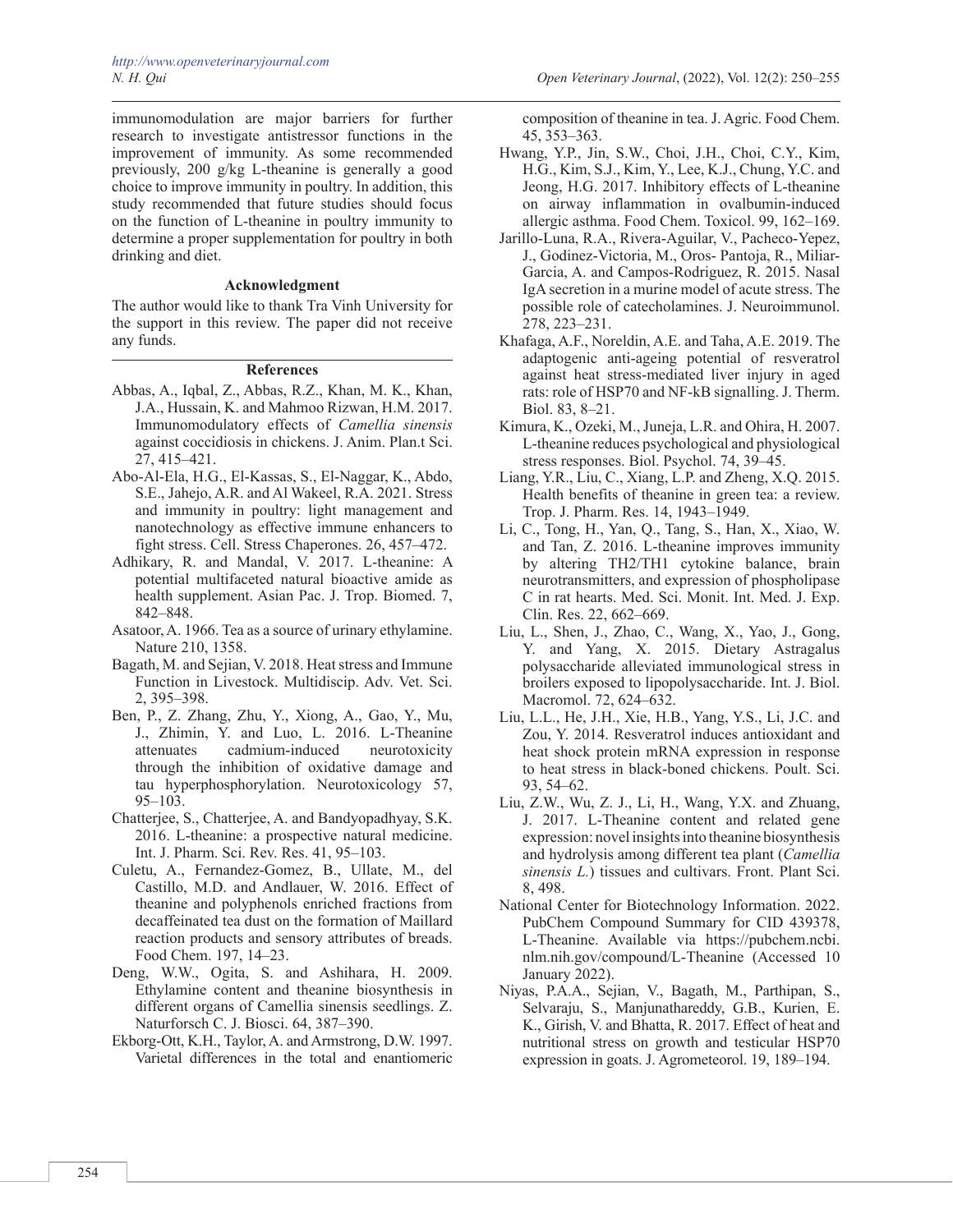immunomodulation are major barriers for further research to investigate antistressor functions in the improvement of immunity. As some recommended previously, 200 g/kg L-theanine is generally a good choice to improve immunity in poultry. In addition, this study recommended that future studies should focus on the function of L-theanine in poultry immunity to determine a proper supplementation for poultry in both drinking and diet.

## Acknowledgment

The author would like to thank Tra Vinh University for the support in this review. The paper did not receive any funds.

## References

Abbas, A., Iqbal, Z., Abbas, R.Z., Khan, M. K., Khan, J.A., Hussain, K. and Mahmoo Rizwan, H.M. 2017. Immunomodulatory effects of *Camellia sinensis* against coccidiosis in chickens. J. Anim. Plan.t Sci. 27, 415–421.

Abo-Al-Ela, H.G., El-Kassas, S., El-Naggar, K., Abdo, S.E., Jahejo, A.R. and Al Wakeel, R.A. 2021. Stress and immunity in poultry: light management and nanotechnology as effective immune enhancers to fight stress. Cell. Stress Chaperones. 26, 457–472.

Adhikary, R. and Mandal, V. 2017. L-theanine: A potential multifaceted natural bioactive amide as health supplement. Asian Pac. J. Trop. Biomed. 7, 842–848.

Asatoor, A. 1966. Tea as a source of urinary ethylamine. Nature 210, 1358.

Bagath, M. and Sejian, V. 2018. Heat stress and Immune Function in Livestock. Multidiscip. Adv. Vet. Sci. 2, 395–398.

Ben, P., Z. Zhang, Zhu, Y., Xiong, A., Gao, Y., Mu, J., Zhimin, Y. and Luo, L. 2016. L-Theanine attenuates cadmium-induced neurotoxicity through the inhibition of oxidative damage and tau hyperphosphorylation. Neurotoxicology 57, 95–103.

Chatterjee, S., Chatterjee, A. and Bandyopadhyay, S.K. 2016. L-theanine: a prospective natural medicine. Int. J. Pharm. Sci. Rev. Res. 41, 95–103.

Culetu, A., Fernandez-Gomez, B., Ullate, M., del Castillo, M.D. and Andlauer, W. 2016. Effect of theanine and polyphenols enriched fractions from decaffeinated tea dust on the formation of Maillard reaction products and sensory attributes of breads. Food Chem. 197, 14–23.

Deng, W.W., Ogita, S. and Ashihara, H. 2009. Ethylamine content and theanine biosynthesis in different organs of Camellia sinensis seedlings. Z. Naturforsch C. J. Biosci. 64, 387–390.

Ekborg-Ott, K.H., Taylor, A. and Armstrong, D.W. 1997. Varietal differences in the total and enantiomeric composition of theanine in tea. J. Agric. Food Chem. 45, 353–363.

Hwang, Y.P., Jin, S.W., Choi, J.H., Choi, C.Y., Kim, H.G., Kim, S.J., Kim, Y., Lee, K.J., Chung, Y.C. and Jeong, H.G. 2017. Inhibitory effects of L-theanine on airway inflammation in ovalbumin-induced allergic asthma. Food Chem. Toxicol. 99, 162–169.

Jarillo-Luna, R.A., Rivera-Aguilar, V., Pacheco-Yepez, J., Godinez-Victoria, M., Oros- Pantoja, R., Miliar-Garcia, A. and Campos-Rodriguez, R. 2015. Nasal IgA secretion in a murine model of acute stress. The possible role of catecholamines. J. Neuroimmunol. 278, 223–231.

Khafaga, A.F., Noreldin, A.E. and Taha, A.E. 2019. The adaptogenic anti-ageing potential of resveratrol against heat stress-mediated liver injury in aged rats: role of HSP70 and NF-kB signalling. J. Therm. Biol. 83, 8–21.

Kimura, K., Ozeki, M., Juneja, L.R. and Ohira, H. 2007. L-theanine reduces psychological and physiological stress responses. Biol. Psychol. 74, 39–45.

Liang, Y.R., Liu, C., Xiang, L.P. and Zheng, X.Q. 2015. Health benefits of theanine in green tea: a review. Trop. J. Pharm. Res. 14, 1943–1949.

Li, C., Tong, H., Yan, Q., Tang, S., Han, X., Xiao, W. and Tan, Z. 2016. L-theanine improves immunity by altering TH2/TH1 cytokine balance, brain neurotransmitters, and expression of phospholipase C in rat hearts. Med. Sci. Monit. Int. Med. J. Exp. Clin. Res. 22, 662–669.

Liu, L., Shen, J., Zhao, C., Wang, X., Yao, J., Gong, Y. and Yang, X. 2015. Dietary Astragalus polysaccharide alleviated immunological stress in broilers exposed to lipopolysaccharide. Int. J. Biol. Macromol. 72, 624–632.

Liu, L.L., He, J.H., Xie, H.B., Yang, Y.S., Li, J.C. and Zou, Y. 2014. Resveratrol induces antioxidant and heat shock protein mRNA expression in response to heat stress in black-boned chickens. Poult. Sci. 93, 54–62.

Liu, Z.W., Wu, Z. J., Li, H., Wang, Y.X. and Zhuang, J. 2017. L-Theanine content and related gene expression: novel insights into theanine biosynthesis and hydrolysis among different tea plant (*Camellia sinensis L.*) tissues and cultivars. Front. Plant Sci. 8, 498.

National Center for Biotechnology Information. 2022. PubChem Compound Summary for CID 439378, L-Theanine. Available via https://pubchem.ncbi.nlm.nih.gov/compound/L-Theanine (Accessed 10 January 2022).

Niyas, P.A.A., Sejian, V., Bagath, M., Parthipan, S., Selvaraju, S., Manjunathareddy, G.B., Kurien, E. K., Girish, V. and Bhatta, R. 2017. Effect of heat and nutritional stress on growth and testicular HSP70 expression in goats. J. Agrometeorol. 19, 189–194.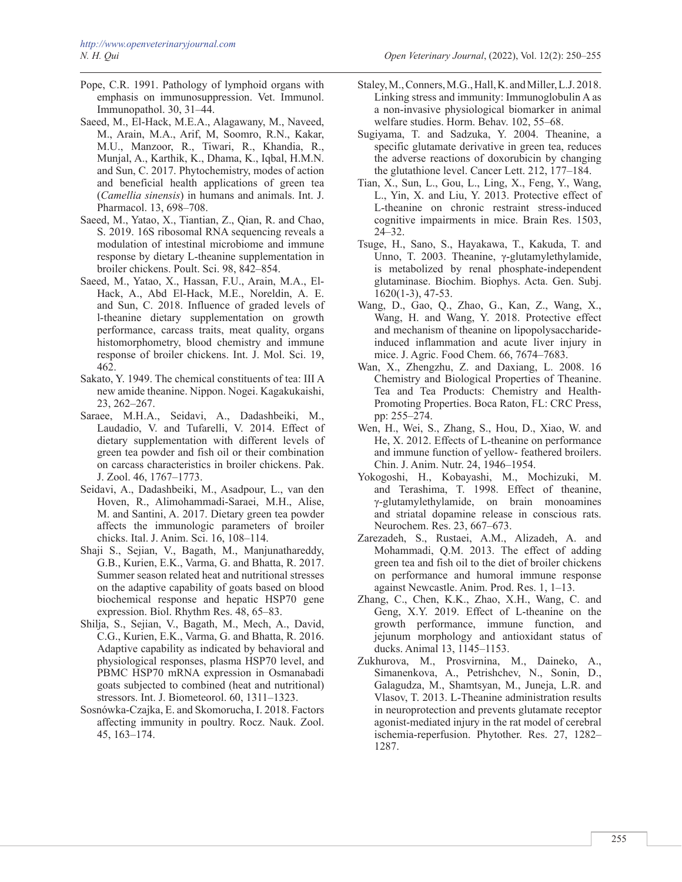Pope, C.R. 1991. Pathology of lymphoid organs with emphasis on immunosuppression. Vet. Immunol. Immunopathol. 30, 31–44.

Saeed, M., El-Hack, M.E.A., Alagawany, M., Naveed, M., Arain, M.A., Arif, M, Soomro, R.N., Kakar, M.U., Manzoor, R., Tiwari, R., Khandia, R., Munjal, A., Karthik, K., Dhama, K., Iqbal, H.M.N. and Sun, C. 2017. Phytochemistry, modes of action and beneficial health applications of green tea (*Camellia sinensis*) in humans and animals. Int. J. Pharmacol. 13, 698–708.

Saeed, M., Yatao, X., Tiantian, Z., Qian, R. and Chao, S. 2019. 16S ribosomal RNA sequencing reveals a modulation of intestinal microbiome and immune response by dietary L-theanine supplementation in broiler chickens. Poult. Sci. 98, 842–854.

Saeed, M., Yatao, X., Hassan, F.U., Arain, M.A., El-Hack, A., Abd El-Hack, M.E., Noreldin, A. E. and Sun, C. 2018. Influence of graded levels of l-theanine dietary supplementation on growth performance, carcass traits, meat quality, organs histomorphometry, blood chemistry and immune response of broiler chickens. Int. J. Mol. Sci. 19, 462.

Sakato, Y. 1949. The chemical constituents of tea: III A new amide theanine. Nippon. Nogei. Kagakukaishi, 23, 262–267.

Saraee, M.H.A., Seidavi, A., Dadashbeiki, M., Laudadio, V. and Tufarelli, V. 2014. Effect of dietary supplementation with different levels of green tea powder and fish oil or their combination on carcass characteristics in broiler chickens. Pak. J. Zool. 46, 1767–1773.

Seidavi, A., Dadashbeiki, M., Asadpour, L., van den Hoven, R., Alimohammadi-Saraei, M.H., Alise, M. and Santini, A. 2017. Dietary green tea powder affects the immunologic parameters of broiler chicks. Ital. J. Anim. Sci. 16, 108–114.

Shaji S., Sejian, V., Bagath, M., Manjunathareddy, G.B., Kurien, E.K., Varma, G. and Bhatta, R. 2017. Summer season related heat and nutritional stresses on the adaptive capability of goats based on blood biochemical response and hepatic HSP70 gene expression. Biol. Rhythm Res. 48, 65–83.

Shilja, S., Sejian, V., Bagath, M., Mech, A., David, C.G., Kurien, E.K., Varma, G. and Bhatta, R. 2016. Adaptive capability as indicated by behavioral and physiological responses, plasma HSP70 level, and PBMC HSP70 mRNA expression in Osmanabadi goats subjected to combined (heat and nutritional) stressors. Int. J. Biometeorol. 60, 1311–1323.

Sosnówka-Czajka, E. and Skomorucha, I. 2018. Factors affecting immunity in poultry. Rocz. Nauk. Zool. 45, 163–174.

Staley, M., Conners, M.G., Hall, K. and Miller, L.J. 2018. Linking stress and immunity: Immunoglobulin A as a non-invasive physiological biomarker in animal welfare studies. Horm. Behav. 102, 55–68.

Sugiyama, T. and Sadzuka, Y. 2004. Theanine, a specific glutamate derivative in green tea, reduces the adverse reactions of doxorubicin by changing the glutathione level. Cancer Lett. 212, 177–184.

Tian, X., Sun, L., Gou, L., Ling, X., Feng, Y., Wang, L., Yin, X. and Liu, Y. 2013. Protective effect of L-theanine on chronic restraint stress-induced cognitive impairments in mice. Brain Res. 1503, 24–32.

Tsuge, H., Sano, S., Hayakawa, T., Kakuda, T. and Unno, T. 2003. Theanine, γ-glutamylethylamide, is metabolized by renal phosphate-independent glutaminase. Biochim. Biophys. Acta. Gen. Subj. 1620(1-3), 47-53.

Wang, D., Gao, Q., Zhao, G., Kan, Z., Wang, X., Wang, H. and Wang, Y. 2018. Protective effect and mechanism of theanine on lipopolysaccharide-induced inflammation and acute liver injury in mice. J. Agric. Food Chem. 66, 7674–7683.

Wan, X., Zhengzhu, Z. and Daxiang, L. 2008. 16 Chemistry and Biological Properties of Theanine. Tea and Tea Products: Chemistry and Health-Promoting Properties. Boca Raton, FL: CRC Press, pp: 255–274.

Wen, H., Wei, S., Zhang, S., Hou, D., Xiao, W. and He, X. 2012. Effects of L-theanine on performance and immune function of yellow- feathered broilers. Chin. J. Anim. Nutr. 24, 1946–1954.

Yokogoshi, H., Kobayashi, M., Mochizuki, M. and Terashima, T. 1998. Effect of theanine, γ-glutamylethylamide, on brain monoamines and striatal dopamine release in conscious rats. Neurochem. Res. 23, 667–673.

Zarezadeh, S., Rustaei, A.M., Alizadeh, A. and Mohammadi, Q.M. 2013. The effect of adding green tea and fish oil to the diet of broiler chickens on performance and humoral immune response against Newcastle. Anim. Prod. Res. 1, 1–13.

Zhang, C., Chen, K.K., Zhao, X.H., Wang, C. and Geng, X.Y. 2019. Effect of L-theanine on the growth performance, immune function, and jejunum morphology and antioxidant status of ducks. Animal 13, 1145–1153.

Zukhurova, M., Prosvirnina, M., Daineko, A., Simanenkova, A., Petrishchev, N., Sonin, D., Galagudza, M., Shamtsyan, M., Juneja, L.R. and Vlasov, T. 2013. L-Theanine administration results in neuroprotection and prevents glutamate receptor agonist-mediated injury in the rat model of cerebral ischemia-reperfusion. Phytother. Res. 27, 1282–1287.